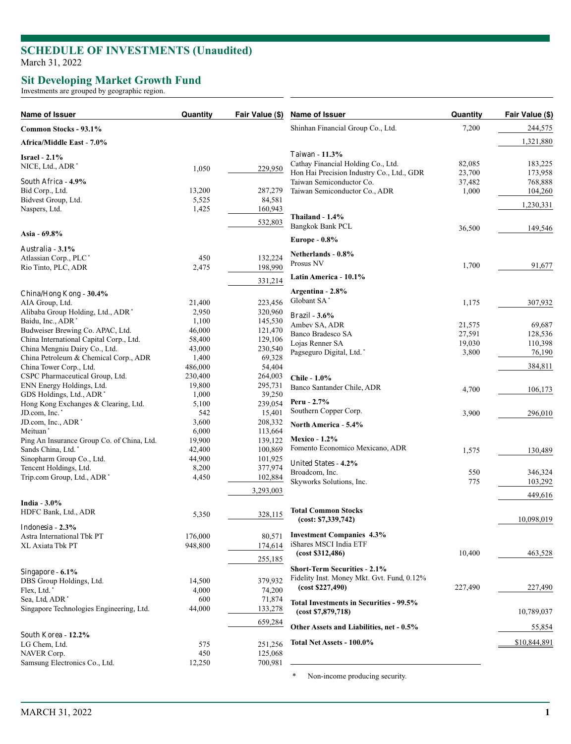# SCHEDULE OF INVESTMENTS (Unaudited)

March 31, 2022

## Sit Developing Market Growth Fund

Investments are grouped by geographic region.

| Name of Issuer | Quantity | Fair Value ($) |
|---|---|---|
| **Common Stocks - 93.1%** | | |
| **Africa/Middle East - 7.0%** | | |
| **Israel - 2.1%** | | |
| NICE, Ltd., ADR * | 1,050 | 229,950 |
| **South Africa - 4.9%** | | |
| Bid Corp., Ltd. | 13,200 | 287,279 |
| Bidvest Group, Ltd. | 5,525 | 84,581 |
| Naspers, Ltd. | 1,425 | 160,943 |
| | | 532,803 |
| **Asia - 69.8%** | | |
| **Australia - 3.1%** | | |
| Atlassian Corp., PLC * | 450 | 132,224 |
| Rio Tinto, PLC, ADR | 2,475 | 198,990 |
| | | 331,214 |
| **China/Hong Kong - 30.4%** | | |
| AIA Group, Ltd. | 21,400 | 223,456 |
| Alibaba Group Holding, Ltd., ADR * | 2,950 | 320,960 |
| Baidu, Inc., ADR * | 1,100 | 145,530 |
| Budweiser Brewing Co. APAC, Ltd. | 46,000 | 121,470 |
| China International Capital Corp., Ltd. | 58,400 | 129,106 |
| China Mengniu Dairy Co., Ltd. | 43,000 | 230,540 |
| China Petroleum & Chemical Corp., ADR | 1,400 | 69,328 |
| China Tower Corp., Ltd. | 486,000 | 54,404 |
| CSPC Pharmaceutical Group, Ltd. | 230,400 | 264,003 |
| ENN Energy Holdings, Ltd. | 19,800 | 295,731 |
| GDS Holdings, Ltd., ADR * | 1,000 | 39,250 |
| Hong Kong Exchanges & Clearing, Ltd. | 5,100 | 239,054 |
| JD.com, Inc. * | 542 | 15,401 |
| JD.com, Inc., ADR * | 3,600 | 208,332 |
| Meituan * | 6,000 | 113,664 |
| Ping An Insurance Group Co. of China, Ltd. | 19,900 | 139,122 |
| Sands China, Ltd. * | 42,400 | 100,869 |
| Sinopharm Group Co., Ltd. | 44,900 | 101,925 |
| Tencent Holdings, Ltd. | 8,200 | 377,974 |
| Trip.com Group, Ltd., ADR * | 4,450 | 102,884 |
| | | 3,293,003 |
| **India - 3.0%** | | |
| HDFC Bank, Ltd., ADR | 5,350 | 328,115 |
| **Indonesia - 2.3%** | | |
| Astra International Tbk PT | 176,000 | 80,571 |
| XL Axiata Tbk PT | 948,800 | 174,614 |
| | | 255,185 |
| **Singapore - 6.1%** | | |
| DBS Group Holdings, Ltd. | 14,500 | 379,932 |
| Flex, Ltd. * | 4,000 | 74,200 |
| Sea, Ltd, ADR * | 600 | 71,874 |
| Singapore Technologies Engineering, Ltd. | 44,000 | 133,278 |
| | | 659,284 |
| **South Korea - 12.2%** | | |
| LG Chem, Ltd. | 575 | 251,256 |
| NAVER Corp. | 450 | 125,068 |
| Samsung Electronics Co., Ltd. | 12,250 | 700,981 |
| Shinhan Financial Group Co., Ltd. | 7,200 | 244,575 |
| | | 1,321,880 |
| **Taiwan - 11.3%** | | |
| Cathay Financial Holding Co., Ltd. | 82,085 | 183,225 |
| Hon Hai Precision Industry Co., Ltd., GDR | 23,700 | 173,958 |
| Taiwan Semiconductor Co. | 37,482 | 768,888 |
| Taiwan Semiconductor Co., ADR | 1,000 | 104,260 |
| | | 1,230,331 |
| **Thailand - 1.4%** | | |
| Bangkok Bank PCL | 36,500 | 149,546 |
| **Europe - 0.8%** | | |
| **Netherlands - 0.8%** | | |
| Prosus NV | 1,700 | 91,677 |
| **Latin America - 10.1%** | | |
| **Argentina - 2.8%** | | |
| Globant SA * | 1,175 | 307,932 |
| **Brazil - 3.6%** | | |
| Ambev SA, ADR | 21,575 | 69,687 |
| Banco Bradesco SA | 27,591 | 128,536 |
| Lojas Renner SA | 19,030 | 110,398 |
| Pagseguro Digital, Ltd. * | 3,800 | 76,190 |
| | | 384,811 |
| **Chile - 1.0%** | | |
| Banco Santander Chile, ADR | 4,700 | 106,173 |
| **Peru - 2.7%** | | |
| Southern Copper Corp. | 3,900 | 296,010 |
| **North America - 5.4%** | | |
| **Mexico - 1.2%** | | |
| Fomento Economico Mexicano, ADR | 1,575 | 130,489 |
| **United States - 4.2%** | | |
| Broadcom, Inc. | 550 | 346,324 |
| Skyworks Solutions, Inc. | 775 | 103,292 |
| | | 449,616 |
| **Total Common Stocks (cost: $7,339,742)** | | 10,098,019 |
| **Investment Companies 4.3%** | | |
| iShares MSCI India ETF **(cost $312,486)** | 10,400 | 463,528 |
| **Short-Term Securities - 2.1%** | | |
| Fidelity Inst. Money Mkt. Gvt. Fund, 0.12% **(cost $227,490)** | 227,490 | 227,490 |
| **Total Investments in Securities - 99.5% (cost $7,879,718)** | | 10,789,037 |
| **Other Assets and Liabilities, net - 0.5%** | | 55,854 |
| **Total Net Assets - 100.0%** | | $10,844,891 |

\* Non-income producing security.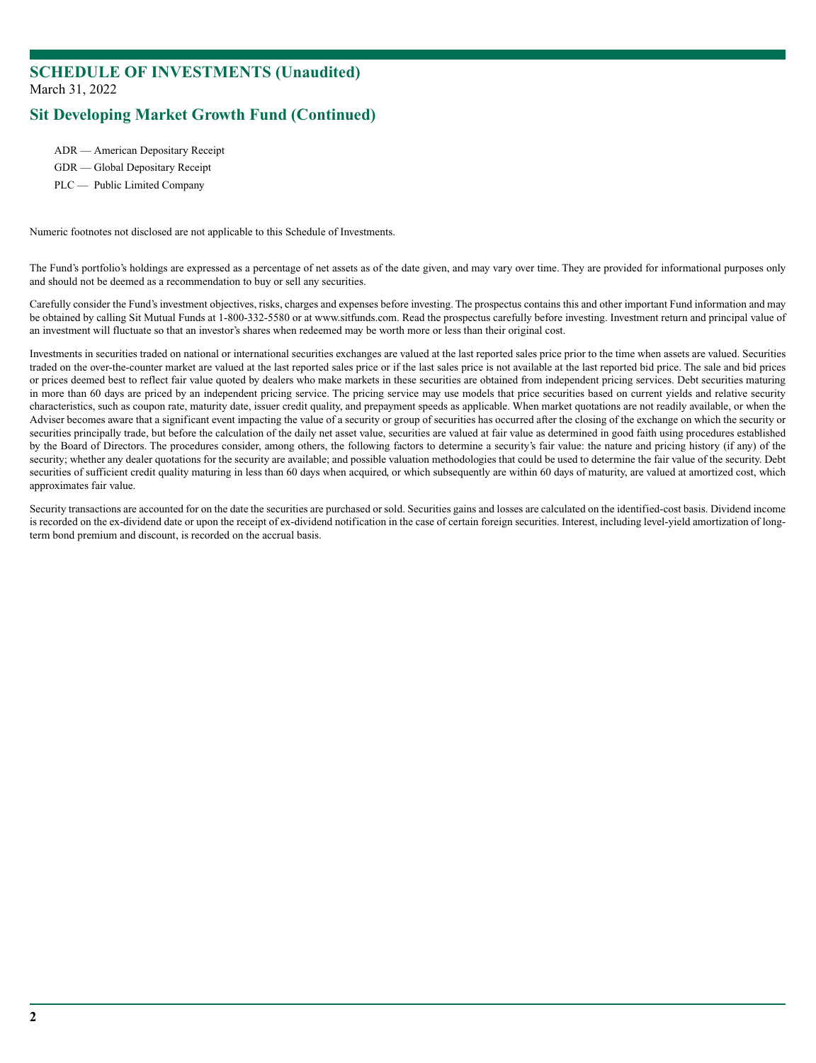# SCHEDULE OF INVESTMENTS (Unaudited)

March 31, 2022

## Sit Developing Market Growth Fund (Continued)

ADR — American Depositary Receipt

GDR — Global Depositary Receipt

PLC — Public Limited Company

Numeric footnotes not disclosed are not applicable to this Schedule of Investments.

The Fund's portfolio's holdings are expressed as a percentage of net assets as of the date given, and may vary over time. They are provided for informational purposes only and should not be deemed as a recommendation to buy or sell any securities.

Carefully consider the Fund's investment objectives, risks, charges and expenses before investing. The prospectus contains this and other important Fund information and may be obtained by calling Sit Mutual Funds at 1-800-332-5580 or at www.sitfunds.com. Read the prospectus carefully before investing. Investment return and principal value of an investment will fluctuate so that an investor's shares when redeemed may be worth more or less than their original cost.

Investments in securities traded on national or international securities exchanges are valued at the last reported sales price prior to the time when assets are valued. Securities traded on the over-the-counter market are valued at the last reported sales price or if the last sales price is not available at the last reported bid price. The sale and bid prices or prices deemed best to reflect fair value quoted by dealers who make markets in these securities are obtained from independent pricing services. Debt securities maturing in more than 60 days are priced by an independent pricing service. The pricing service may use models that price securities based on current yields and relative security characteristics, such as coupon rate, maturity date, issuer credit quality, and prepayment speeds as applicable. When market quotations are not readily available, or when the Adviser becomes aware that a significant event impacting the value of a security or group of securities has occurred after the closing of the exchange on which the security or securities principally trade, but before the calculation of the daily net asset value, securities are valued at fair value as determined in good faith using procedures established by the Board of Directors. The procedures consider, among others, the following factors to determine a security's fair value: the nature and pricing history (if any) of the security; whether any dealer quotations for the security are available; and possible valuation methodologies that could be used to determine the fair value of the security. Debt securities of sufficient credit quality maturing in less than 60 days when acquired, or which subsequently are within 60 days of maturity, are valued at amortized cost, which approximates fair value.

Security transactions are accounted for on the date the securities are purchased or sold. Securities gains and losses are calculated on the identified-cost basis. Dividend income is recorded on the ex-dividend date or upon the receipt of ex-dividend notification in the case of certain foreign securities. Interest, including level-yield amortization of long-term bond premium and discount, is recorded on the accrual basis.